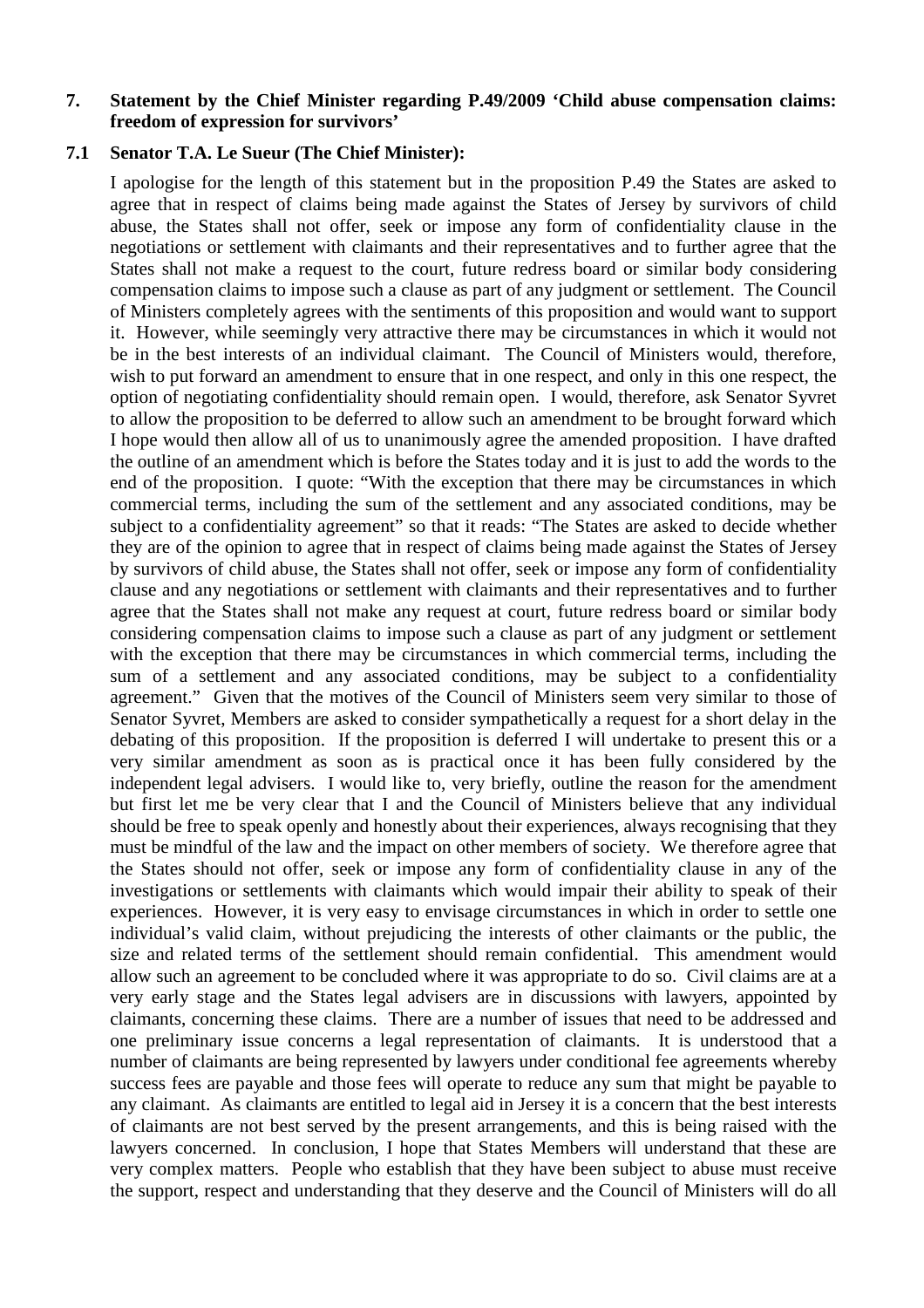## 7. Statement by the Chief Minister regarding P.49/2009 'Child abuse compensation claims: freedom of expression for survivors'

### 7.1 Senator T.A. Le Sueur (The Chief Minister):

I apologise for the length of this statement but in the proposition P.49 the States are asked to agree that in respect of claims being made against the States of Jersey by survivors of child abuse, the States shall not offer, seek or impose any form of confidentiality clause in the negotiations or settlement with claimants and their representatives and to further agree that the States shall not make a request to the court, future redress board or similar body considering compensation claims to impose such a clause as part of any judgment or settlement. The Council of Ministers completely agrees with the sentiments of this proposition and would want to support it. However, while seemingly very attractive there may be circumstances in which it would not be in the best interests of an individual claimant. The Council of Ministers would, therefore, wish to put forward an amendment to ensure that in one respect, and only in this one respect, the option of negotiating confidentiality should remain open. I would, therefore, ask Senator Syvret to allow the proposition to be deferred to allow such an amendment to be brought forward which I hope would then allow all of us to unanimously agree the amended proposition. I have drafted the outline of an amendment which is before the States today and it is just to add the words to the end of the proposition. I quote: "With the exception that there may be circumstances in which commercial terms, including the sum of the settlement and any associated conditions, may be subject to a confidentiality agreement" so that it reads: "The States are asked to decide whether they are of the opinion to agree that in respect of claims being made against the States of Jersey by survivors of child abuse, the States shall not offer, seek or impose any form of confidentiality clause and any negotiations or settlement with claimants and their representatives and to further agree that the States shall not make any request at court, future redress board or similar body considering compensation claims to impose such a clause as part of any judgment or settlement with the exception that there may be circumstances in which commercial terms, including the sum of a settlement and any associated conditions, may be subject to a confidentiality agreement." Given that the motives of the Council of Ministers seem very similar to those of Senator Syvret, Members are asked to consider sympathetically a request for a short delay in the debating of this proposition. If the proposition is deferred I will undertake to present this or a very similar amendment as soon as is practical once it has been fully considered by the independent legal advisers. I would like to, very briefly, outline the reason for the amendment but first let me be very clear that I and the Council of Ministers believe that any individual should be free to speak openly and honestly about their experiences, always recognising that they must be mindful of the law and the impact on other members of society. We therefore agree that the States should not offer, seek or impose any form of confidentiality clause in any of the investigations or settlements with claimants which would impair their ability to speak of their experiences. However, it is very easy to envisage circumstances in which in order to settle one individual's valid claim, without prejudicing the interests of other claimants or the public, the size and related terms of the settlement should remain confidential. This amendment would allow such an agreement to be concluded where it was appropriate to do so. Civil claims are at a very early stage and the States legal advisers are in discussions with lawyers, appointed by claimants, concerning these claims. There are a number of issues that need to be addressed and one preliminary issue concerns a legal representation of claimants. It is understood that a number of claimants are being represented by lawyers under conditional fee agreements whereby success fees are payable and those fees will operate to reduce any sum that might be payable to any claimant. As claimants are entitled to legal aid in Jersey it is a concern that the best interests of claimants are not best served by the present arrangements, and this is being raised with the lawyers concerned. In conclusion, I hope that States Members will understand that these are very complex matters. People who establish that they have been subject to abuse must receive the support, respect and understanding that they deserve and the Council of Ministers will do all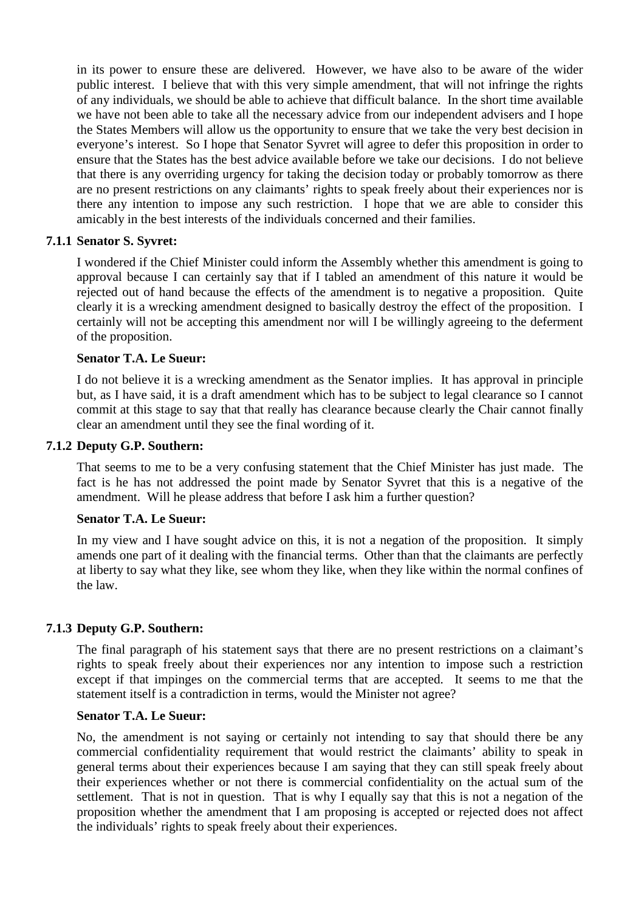in its power to ensure these are delivered. However, we have also to be aware of the wider public interest. I believe that with this very simple amendment, that will not infringe the rights of any individuals, we should be able to achieve that difficult balance. In the short time available we have not been able to take all the necessary advice from our independent advisers and I hope the States Members will allow us the opportunity to ensure that we take the very best decision in everyone's interest. So I hope that Senator Syvret will agree to defer this proposition in order to ensure that the States has the best advice available before we take our decisions. I do not believe that there is any overriding urgency for taking the decision today or probably tomorrow as there are no present restrictions on any claimants' rights to speak freely about their experiences nor is there any intention to impose any such restriction. I hope that we are able to consider this amicably in the best interests of the individuals concerned and their families.

### 7.1.1 Senator S. Syvret:

I wondered if the Chief Minister could inform the Assembly whether this amendment is going to approval because I can certainly say that if I tabled an amendment of this nature it would be rejected out of hand because the effects of the amendment is to negative a proposition. Quite clearly it is a wrecking amendment designed to basically destroy the effect of the proposition. I certainly will not be accepting this amendment nor will I be willingly agreeing to the deferment of the proposition.

**Senator T.A. Le Sueur:**

I do not believe it is a wrecking amendment as the Senator implies. It has approval in principle but, as I have said, it is a draft amendment which has to be subject to legal clearance so I cannot commit at this stage to say that that really has clearance because clearly the Chair cannot finally clear an amendment until they see the final wording of it.

### 7.1.2 Deputy G.P. Southern:

That seems to me to be a very confusing statement that the Chief Minister has just made. The fact is he has not addressed the point made by Senator Syvret that this is a negative of the amendment. Will he please address that before I ask him a further question?

**Senator T.A. Le Sueur:**

In my view and I have sought advice on this, it is not a negation of the proposition. It simply amends one part of it dealing with the financial terms. Other than that the claimants are perfectly at liberty to say what they like, see whom they like, when they like within the normal confines of the law.

### 7.1.3 Deputy G.P. Southern:

The final paragraph of his statement says that there are no present restrictions on a claimant's rights to speak freely about their experiences nor any intention to impose such a restriction except if that impinges on the commercial terms that are accepted. It seems to me that the statement itself is a contradiction in terms, would the Minister not agree?

**Senator T.A. Le Sueur:**

No, the amendment is not saying or certainly not intending to say that should there be any commercial confidentiality requirement that would restrict the claimants' ability to speak in general terms about their experiences because I am saying that they can still speak freely about their experiences whether or not there is commercial confidentiality on the actual sum of the settlement. That is not in question. That is why I equally say that this is not a negation of the proposition whether the amendment that I am proposing is accepted or rejected does not affect the individuals' rights to speak freely about their experiences.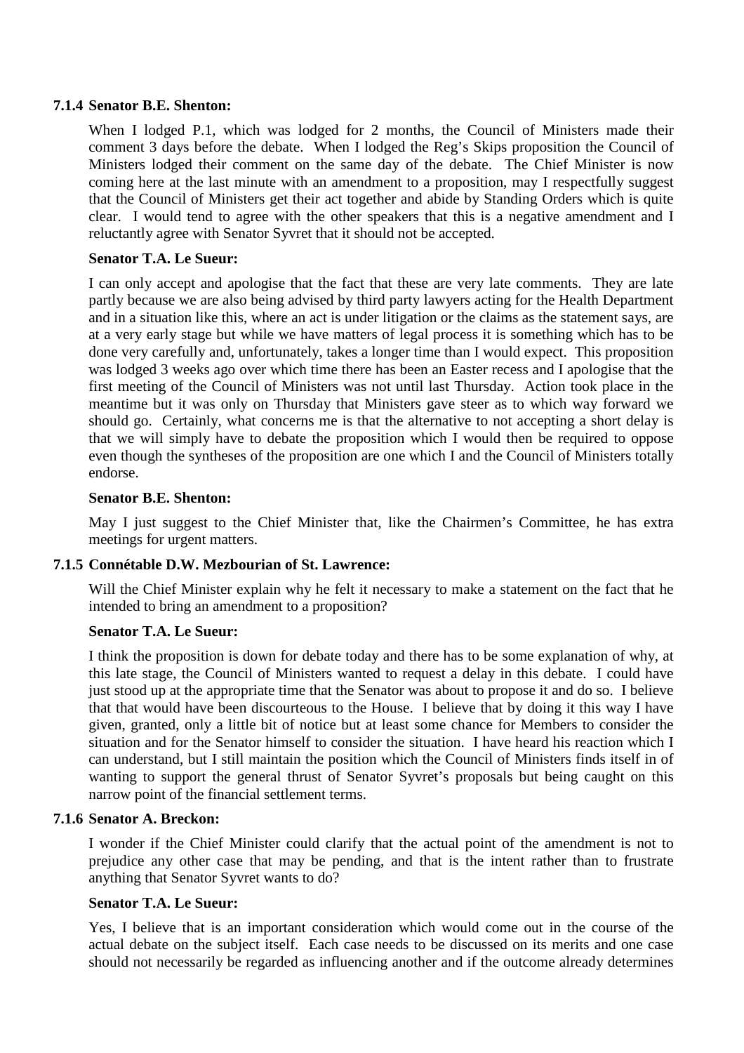**7.1.4 Senator B.E. Shenton:**

When I lodged P.1, which was lodged for 2 months, the Council of Ministers made their comment 3 days before the debate. When I lodged the Reg's Skips proposition the Council of Ministers lodged their comment on the same day of the debate. The Chief Minister is now coming here at the last minute with an amendment to a proposition, may I respectfully suggest that the Council of Ministers get their act together and abide by Standing Orders which is quite clear. I would tend to agree with the other speakers that this is a negative amendment and I reluctantly agree with Senator Syvret that it should not be accepted.

**Senator T.A. Le Sueur:**

I can only accept and apologise that the fact that these are very late comments. They are late partly because we are also being advised by third party lawyers acting for the Health Department and in a situation like this, where an act is under litigation or the claims as the statement says, are at a very early stage but while we have matters of legal process it is something which has to be done very carefully and, unfortunately, takes a longer time than I would expect. This proposition was lodged 3 weeks ago over which time there has been an Easter recess and I apologise that the first meeting of the Council of Ministers was not until last Thursday. Action took place in the meantime but it was only on Thursday that Ministers gave steer as to which way forward we should go. Certainly, what concerns me is that the alternative to not accepting a short delay is that we will simply have to debate the proposition which I would then be required to oppose even though the syntheses of the proposition are one which I and the Council of Ministers totally endorse.

**Senator B.E. Shenton:**

May I just suggest to the Chief Minister that, like the Chairmen's Committee, he has extra meetings for urgent matters.

**7.1.5 Connétable D.W. Mezbourian of St. Lawrence:**

Will the Chief Minister explain why he felt it necessary to make a statement on the fact that he intended to bring an amendment to a proposition?

**Senator T.A. Le Sueur:**

I think the proposition is down for debate today and there has to be some explanation of why, at this late stage, the Council of Ministers wanted to request a delay in this debate. I could have just stood up at the appropriate time that the Senator was about to propose it and do so. I believe that that would have been discourteous to the House. I believe that by doing it this way I have given, granted, only a little bit of notice but at least some chance for Members to consider the situation and for the Senator himself to consider the situation. I have heard his reaction which I can understand, but I still maintain the position which the Council of Ministers finds itself in of wanting to support the general thrust of Senator Syvret's proposals but being caught on this narrow point of the financial settlement terms.

**7.1.6 Senator A. Breckon:**

I wonder if the Chief Minister could clarify that the actual point of the amendment is not to prejudice any other case that may be pending, and that is the intent rather than to frustrate anything that Senator Syvret wants to do?

**Senator T.A. Le Sueur:**

Yes, I believe that is an important consideration which would come out in the course of the actual debate on the subject itself. Each case needs to be discussed on its merits and one case should not necessarily be regarded as influencing another and if the outcome already determines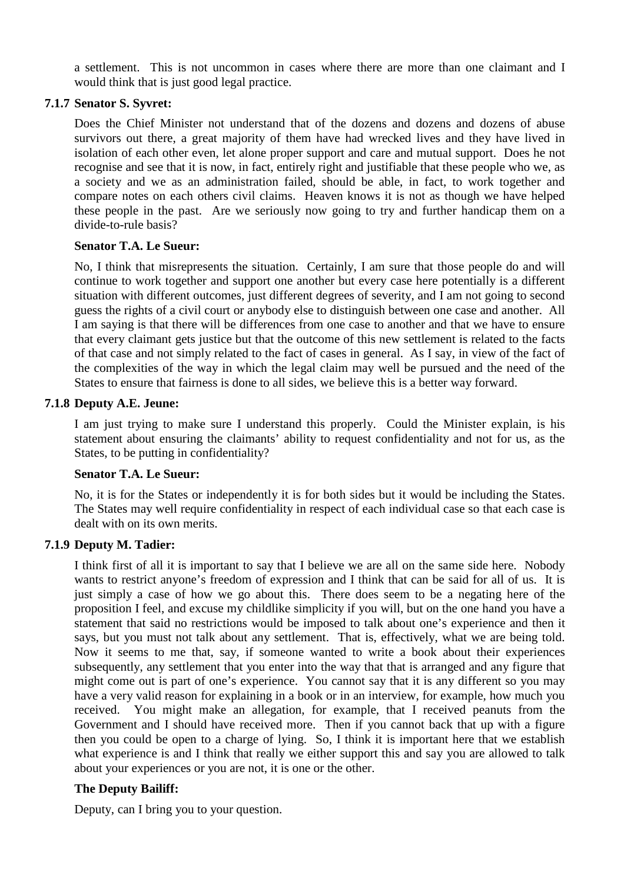a settlement. This is not uncommon in cases where there are more than one claimant and I would think that is just good legal practice.

### 7.1.7 Senator S. Syvret:

Does the Chief Minister not understand that of the dozens and dozens and dozens of abuse survivors out there, a great majority of them have had wrecked lives and they have lived in isolation of each other even, let alone proper support and care and mutual support. Does he not recognise and see that it is now, in fact, entirely right and justifiable that these people who we, as a society and we as an administration failed, should be able, in fact, to work together and compare notes on each others civil claims. Heaven knows it is not as though we have helped these people in the past. Are we seriously now going to try and further handicap them on a divide-to-rule basis?

**Senator T.A. Le Sueur:**

No, I think that misrepresents the situation. Certainly, I am sure that those people do and will continue to work together and support one another but every case here potentially is a different situation with different outcomes, just different degrees of severity, and I am not going to second guess the rights of a civil court or anybody else to distinguish between one case and another. All I am saying is that there will be differences from one case to another and that we have to ensure that every claimant gets justice but that the outcome of this new settlement is related to the facts of that case and not simply related to the fact of cases in general. As I say, in view of the fact of the complexities of the way in which the legal claim may well be pursued and the need of the States to ensure that fairness is done to all sides, we believe this is a better way forward.

### 7.1.8 Deputy A.E. Jeune:

I am just trying to make sure I understand this properly. Could the Minister explain, is his statement about ensuring the claimants' ability to request confidentiality and not for us, as the States, to be putting in confidentiality?

**Senator T.A. Le Sueur:**

No, it is for the States or independently it is for both sides but it would be including the States. The States may well require confidentiality in respect of each individual case so that each case is dealt with on its own merits.

### 7.1.9 Deputy M. Tadier:

I think first of all it is important to say that I believe we are all on the same side here. Nobody wants to restrict anyone's freedom of expression and I think that can be said for all of us. It is just simply a case of how we go about this. There does seem to be a negating here of the proposition I feel, and excuse my childlike simplicity if you will, but on the one hand you have a statement that said no restrictions would be imposed to talk about one's experience and then it says, but you must not talk about any settlement. That is, effectively, what we are being told. Now it seems to me that, say, if someone wanted to write a book about their experiences subsequently, any settlement that you enter into the way that that is arranged and any figure that might come out is part of one's experience. You cannot say that it is any different so you may have a very valid reason for explaining in a book or in an interview, for example, how much you received. You might make an allegation, for example, that I received peanuts from the Government and I should have received more. Then if you cannot back that up with a figure then you could be open to a charge of lying. So, I think it is important here that we establish what experience is and I think that really we either support this and say you are allowed to talk about your experiences or you are not, it is one or the other.

**The Deputy Bailiff:**

Deputy, can I bring you to your question.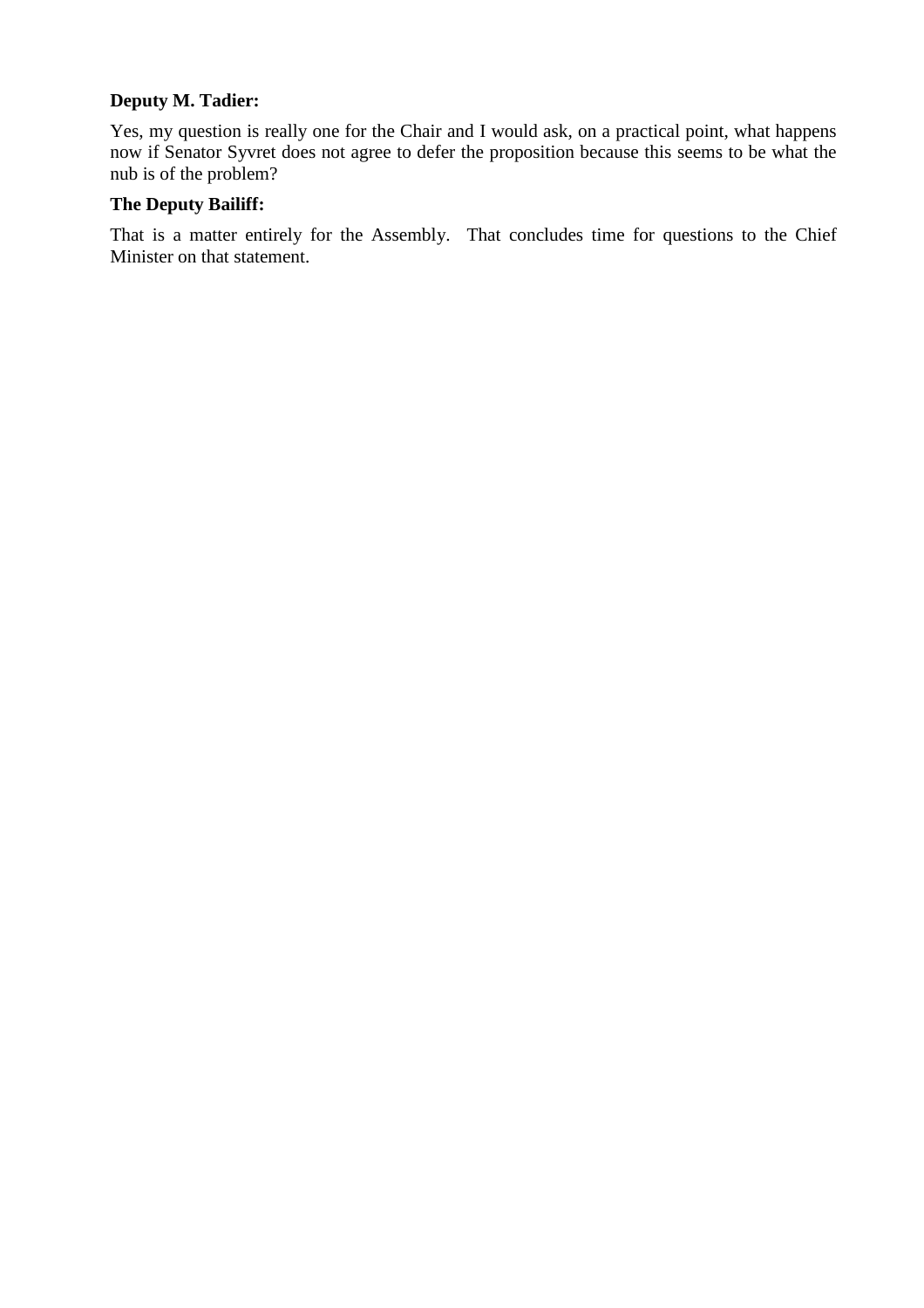**Deputy M. Tadier:**

Yes, my question is really one for the Chair and I would ask, on a practical point, what happens now if Senator Syvret does not agree to defer the proposition because this seems to be what the nub is of the problem?

**The Deputy Bailiff:**

That is a matter entirely for the Assembly. That concludes time for questions to the Chief Minister on that statement.